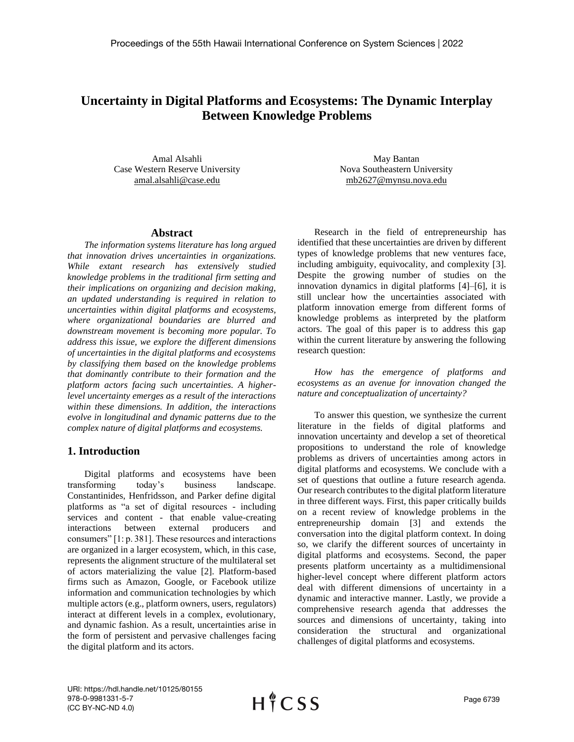# Uncertainty in Digital Platforms and Ecosystems: The Dynamic Interplay Between Knowledge Problems

Amal Alsahli
Case Western Reserve University
amal.alsahli@case.edu

May Bantan
Nova Southeastern University
mb2627@mynsu.nova.edu

## Abstract

*The information systems literature has long argued that innovation drives uncertainties in organizations. While extant research has extensively studied knowledge problems in the traditional firm setting and their implications on organizing and decision making, an updated understanding is required in relation to uncertainties within digital platforms and ecosystems, where organizational boundaries are blurred and downstream movement is becoming more popular. To address this issue, we explore the different dimensions of uncertainties in the digital platforms and ecosystems by classifying them based on the knowledge problems that dominantly contribute to their formation and the platform actors facing such uncertainties. A higher-level uncertainty emerges as a result of the interactions within these dimensions. In addition, the interactions evolve in longitudinal and dynamic patterns due to the complex nature of digital platforms and ecosystems.*

## 1. Introduction

Digital platforms and ecosystems have been transforming today's business landscape. Constantinides, Henfridsson, and Parker define digital platforms as "a set of digital resources - including services and content - that enable value-creating interactions between external producers and consumers" [1: p. 381]. These resources and interactions are organized in a larger ecosystem, which, in this case, represents the alignment structure of the multilateral set of actors materializing the value [2]. Platform-based firms such as Amazon, Google, or Facebook utilize information and communication technologies by which multiple actors (e.g., platform owners, users, regulators) interact at different levels in a complex, evolutionary, and dynamic fashion. As a result, uncertainties arise in the form of persistent and pervasive challenges facing the digital platform and its actors.

Research in the field of entrepreneurship has identified that these uncertainties are driven by different types of knowledge problems that new ventures face, including ambiguity, equivocality, and complexity [3]. Despite the growing number of studies on the innovation dynamics in digital platforms [4]–[6], it is still unclear how the uncertainties associated with platform innovation emerge from different forms of knowledge problems as interpreted by the platform actors. The goal of this paper is to address this gap within the current literature by answering the following research question:

*How has the emergence of platforms and ecosystems as an avenue for innovation changed the nature and conceptualization of uncertainty?*

To answer this question, we synthesize the current literature in the fields of digital platforms and innovation uncertainty and develop a set of theoretical propositions to understand the role of knowledge problems as drivers of uncertainties among actors in digital platforms and ecosystems. We conclude with a set of questions that outline a future research agenda. Our research contributes to the digital platform literature in three different ways. First, this paper critically builds on a recent review of knowledge problems in the entrepreneurship domain [3] and extends the conversation into the digital platform context. In doing so, we clarify the different sources of uncertainty in digital platforms and ecosystems. Second, the paper presents platform uncertainty as a multidimensional higher-level concept where different platform actors deal with different dimensions of uncertainty in a dynamic and interactive manner. Lastly, we provide a comprehensive research agenda that addresses the sources and dimensions of uncertainty, taking into consideration the structural and organizational challenges of digital platforms and ecosystems.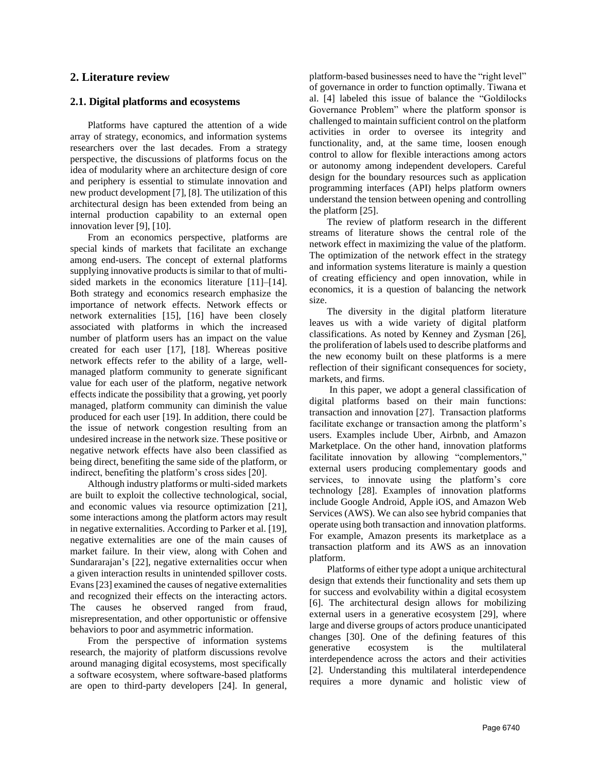## 2. Literature review

### 2.1. Digital platforms and ecosystems

Platforms have captured the attention of a wide array of strategy, economics, and information systems researchers over the last decades. From a strategy perspective, the discussions of platforms focus on the idea of modularity where an architecture design of core and periphery is essential to stimulate innovation and new product development [7], [8]. The utilization of this architectural design has been extended from being an internal production capability to an external open innovation lever [9], [10].

From an economics perspective, platforms are special kinds of markets that facilitate an exchange among end-users. The concept of external platforms supplying innovative products is similar to that of multi-sided markets in the economics literature [11]–[14]. Both strategy and economics research emphasize the importance of network effects. Network effects or network externalities [15], [16] have been closely associated with platforms in which the increased number of platform users has an impact on the value created for each user [17], [18]. Whereas positive network effects refer to the ability of a large, well-managed platform community to generate significant value for each user of the platform, negative network effects indicate the possibility that a growing, yet poorly managed, platform community can diminish the value produced for each user [19]. In addition, there could be the issue of network congestion resulting from an undesired increase in the network size. These positive or negative network effects have also been classified as being direct, benefiting the same side of the platform, or indirect, benefiting the platform's cross sides [20].

Although industry platforms or multi-sided markets are built to exploit the collective technological, social, and economic values via resource optimization [21], some interactions among the platform actors may result in negative externalities. According to Parker et al. [19], negative externalities are one of the main causes of market failure. In their view, along with Cohen and Sundararajan's [22], negative externalities occur when a given interaction results in unintended spillover costs. Evans [23] examined the causes of negative externalities and recognized their effects on the interacting actors. The causes he observed ranged from fraud, misrepresentation, and other opportunistic or offensive behaviors to poor and asymmetric information.

From the perspective of information systems research, the majority of platform discussions revolve around managing digital ecosystems, most specifically a software ecosystem, where software-based platforms are open to third-party developers [24]. In general, platform-based businesses need to have the "right level" of governance in order to function optimally. Tiwana et al. [4] labeled this issue of balance the "Goldilocks Governance Problem" where the platform sponsor is challenged to maintain sufficient control on the platform activities in order to oversee its integrity and functionality, and, at the same time, loosen enough control to allow for flexible interactions among actors or autonomy among independent developers. Careful design for the boundary resources such as application programming interfaces (API) helps platform owners understand the tension between opening and controlling the platform [25].

The review of platform research in the different streams of literature shows the central role of the network effect in maximizing the value of the platform. The optimization of the network effect in the strategy and information systems literature is mainly a question of creating efficiency and open innovation, while in economics, it is a question of balancing the network size.

The diversity in the digital platform literature leaves us with a wide variety of digital platform classifications. As noted by Kenney and Zysman [26], the proliferation of labels used to describe platforms and the new economy built on these platforms is a mere reflection of their significant consequences for society, markets, and firms.

In this paper, we adopt a general classification of digital platforms based on their main functions: transaction and innovation [27]. Transaction platforms facilitate exchange or transaction among the platform's users. Examples include Uber, Airbnb, and Amazon Marketplace. On the other hand, innovation platforms facilitate innovation by allowing "complementors," external users producing complementary goods and services, to innovate using the platform's core technology [28]. Examples of innovation platforms include Google Android, Apple iOS, and Amazon Web Services (AWS). We can also see hybrid companies that operate using both transaction and innovation platforms. For example, Amazon presents its marketplace as a transaction platform and its AWS as an innovation platform.

Platforms of either type adopt a unique architectural design that extends their functionality and sets them up for success and evolvability within a digital ecosystem [6]. The architectural design allows for mobilizing external users in a generative ecosystem [29], where large and diverse groups of actors produce unanticipated changes [30]. One of the defining features of this generative ecosystem is the multilateral interdependence across the actors and their activities [2]. Understanding this multilateral interdependence requires a more dynamic and holistic view of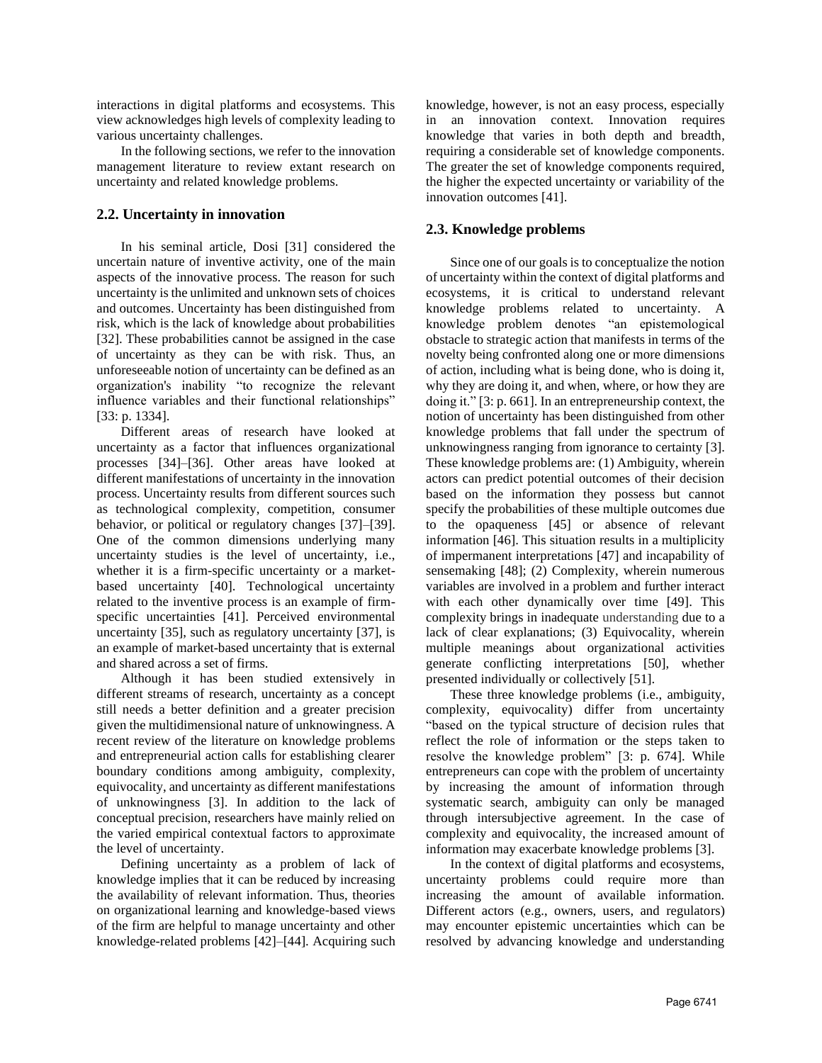interactions in digital platforms and ecosystems. This view acknowledges high levels of complexity leading to various uncertainty challenges.

In the following sections, we refer to the innovation management literature to review extant research on uncertainty and related knowledge problems.

## 2.2. Uncertainty in innovation

In his seminal article, Dosi [31] considered the uncertain nature of inventive activity, one of the main aspects of the innovative process. The reason for such uncertainty is the unlimited and unknown sets of choices and outcomes. Uncertainty has been distinguished from risk, which is the lack of knowledge about probabilities [32]. These probabilities cannot be assigned in the case of uncertainty as they can be with risk. Thus, an unforeseeable notion of uncertainty can be defined as an organization's inability "to recognize the relevant influence variables and their functional relationships" [33: p. 1334].

Different areas of research have looked at uncertainty as a factor that influences organizational processes [34]–[36]. Other areas have looked at different manifestations of uncertainty in the innovation process. Uncertainty results from different sources such as technological complexity, competition, consumer behavior, or political or regulatory changes [37]–[39]. One of the common dimensions underlying many uncertainty studies is the level of uncertainty, i.e., whether it is a firm-specific uncertainty or a market-based uncertainty [40]. Technological uncertainty related to the inventive process is an example of firm-specific uncertainties [41]. Perceived environmental uncertainty [35], such as regulatory uncertainty [37], is an example of market-based uncertainty that is external and shared across a set of firms.

Although it has been studied extensively in different streams of research, uncertainty as a concept still needs a better definition and a greater precision given the multidimensional nature of unknowingness. A recent review of the literature on knowledge problems and entrepreneurial action calls for establishing clearer boundary conditions among ambiguity, complexity, equivocality, and uncertainty as different manifestations of unknowingness [3]. In addition to the lack of conceptual precision, researchers have mainly relied on the varied empirical contextual factors to approximate the level of uncertainty.

Defining uncertainty as a problem of lack of knowledge implies that it can be reduced by increasing the availability of relevant information. Thus, theories on organizational learning and knowledge-based views of the firm are helpful to manage uncertainty and other knowledge-related problems [42]–[44]. Acquiring such knowledge, however, is not an easy process, especially in an innovation context. Innovation requires knowledge that varies in both depth and breadth, requiring a considerable set of knowledge components. The greater the set of knowledge components required, the higher the expected uncertainty or variability of the innovation outcomes [41].

## 2.3. Knowledge problems

Since one of our goals is to conceptualize the notion of uncertainty within the context of digital platforms and ecosystems, it is critical to understand relevant knowledge problems related to uncertainty. A knowledge problem denotes "an epistemological obstacle to strategic action that manifests in terms of the novelty being confronted along one or more dimensions of action, including what is being done, who is doing it, why they are doing it, and when, where, or how they are doing it." [3: p. 661]. In an entrepreneurship context, the notion of uncertainty has been distinguished from other knowledge problems that fall under the spectrum of unknowingness ranging from ignorance to certainty [3]. These knowledge problems are: (1) Ambiguity, wherein actors can predict potential outcomes of their decision based on the information they possess but cannot specify the probabilities of these multiple outcomes due to the opaqueness [45] or absence of relevant information [46]. This situation results in a multiplicity of impermanent interpretations [47] and incapability of sensemaking [48]; (2) Complexity, wherein numerous variables are involved in a problem and further interact with each other dynamically over time [49]. This complexity brings in inadequate understanding due to a lack of clear explanations; (3) Equivocality, wherein multiple meanings about organizational activities generate conflicting interpretations [50], whether presented individually or collectively [51].

These three knowledge problems (i.e., ambiguity, complexity, equivocality) differ from uncertainty "based on the typical structure of decision rules that reflect the role of information or the steps taken to resolve the knowledge problem" [3: p. 674]. While entrepreneurs can cope with the problem of uncertainty by increasing the amount of information through systematic search, ambiguity can only be managed through intersubjective agreement. In the case of complexity and equivocality, the increased amount of information may exacerbate knowledge problems [3].

In the context of digital platforms and ecosystems, uncertainty problems could require more than increasing the amount of available information. Different actors (e.g., owners, users, and regulators) may encounter epistemic uncertainties which can be resolved by advancing knowledge and understanding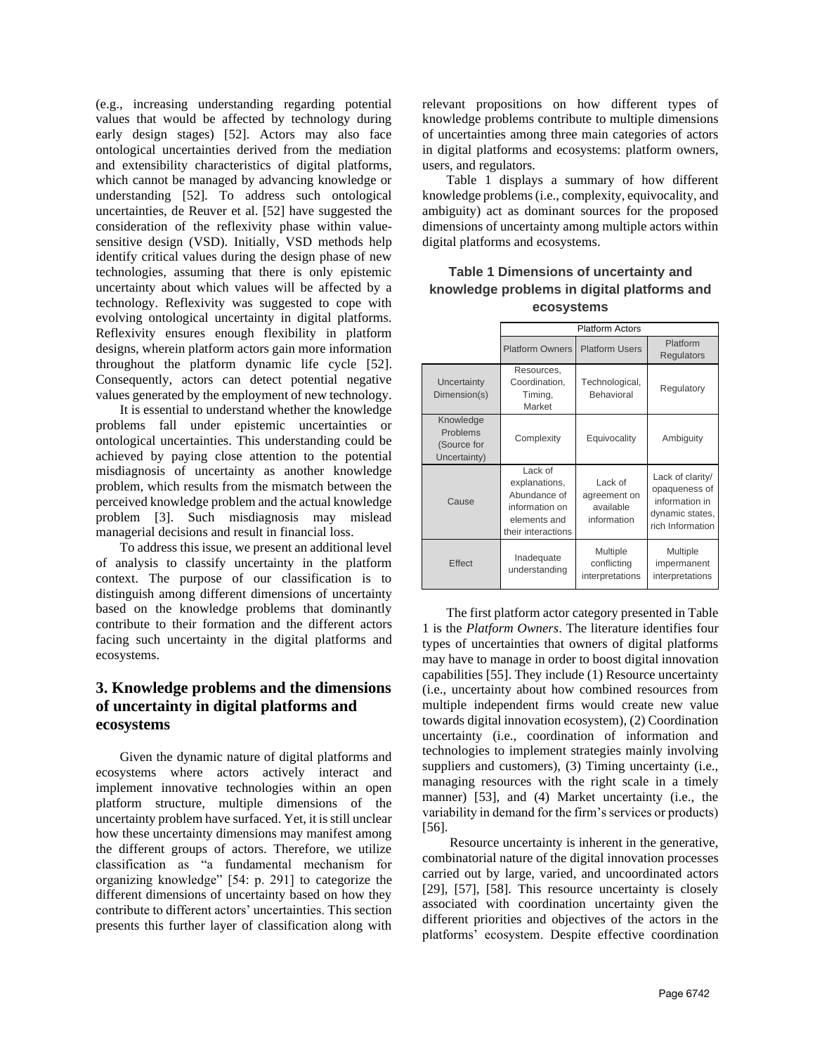(e.g., increasing understanding regarding potential values that would be affected by technology during early design stages) [52]. Actors may also face ontological uncertainties derived from the mediation and extensibility characteristics of digital platforms, which cannot be managed by advancing knowledge or understanding [52]. To address such ontological uncertainties, de Reuver et al. [52] have suggested the consideration of the reflexivity phase within value-sensitive design (VSD). Initially, VSD methods help identify critical values during the design phase of new technologies, assuming that there is only epistemic uncertainty about which values will be affected by a technology. Reflexivity was suggested to cope with evolving ontological uncertainty in digital platforms. Reflexivity ensures enough flexibility in platform designs, wherein platform actors gain more information throughout the platform dynamic life cycle [52]. Consequently, actors can detect potential negative values generated by the employment of new technology.

It is essential to understand whether the knowledge problems fall under epistemic uncertainties or ontological uncertainties. This understanding could be achieved by paying close attention to the potential misdiagnosis of uncertainty as another knowledge problem, which results from the mismatch between the perceived knowledge problem and the actual knowledge problem [3]. Such misdiagnosis may mislead managerial decisions and result in financial loss.

To address this issue, we present an additional level of analysis to classify uncertainty in the platform context. The purpose of our classification is to distinguish among different dimensions of uncertainty based on the knowledge problems that dominantly contribute to their formation and the different actors facing such uncertainty in the digital platforms and ecosystems.

## 3. Knowledge problems and the dimensions of uncertainty in digital platforms and ecosystems

Given the dynamic nature of digital platforms and ecosystems where actors actively interact and implement innovative technologies within an open platform structure, multiple dimensions of the uncertainty problem have surfaced. Yet, it is still unclear how these uncertainty dimensions may manifest among the different groups of actors. Therefore, we utilize classification as "a fundamental mechanism for organizing knowledge" [54: p. 291] to categorize the different dimensions of uncertainty based on how they contribute to different actors' uncertainties. This section presents this further layer of classification along with relevant propositions on how different types of knowledge problems contribute to multiple dimensions of uncertainties among three main categories of actors in digital platforms and ecosystems: platform owners, users, and regulators.

Table 1 displays a summary of how different knowledge problems (i.e., complexity, equivocality, and ambiguity) act as dominant sources for the proposed dimensions of uncertainty among multiple actors within digital platforms and ecosystems.

**Table 1 Dimensions of uncertainty and knowledge problems in digital platforms and ecosystems**

| | Platform Actors | | |
|---|---|---|---|
| | Platform Owners | Platform Users | Platform Regulators |
| Uncertainty Dimension(s) | Resources, Coordination, Timing, Market | Technological, Behavioral | Regulatory |
| Knowledge Problems (Source for Uncertainty) | Complexity | Equivocality | Ambiguity |
| Cause | Lack of explanations, Abundance of information on elements and their interactions | Lack of agreement on available information | Lack of clarity/ opaqueness of information in dynamic states, rich Information |
| Effect | Inadequate understanding | Multiple conflicting interpretations | Multiple impermanent interpretations |

The first platform actor category presented in Table 1 is the *Platform Owners*. The literature identifies four types of uncertainties that owners of digital platforms may have to manage in order to boost digital innovation capabilities [55]. They include (1) Resource uncertainty (i.e., uncertainty about how combined resources from multiple independent firms would create new value towards digital innovation ecosystem), (2) Coordination uncertainty (i.e., coordination of information and technologies to implement strategies mainly involving suppliers and customers), (3) Timing uncertainty (i.e., managing resources with the right scale in a timely manner) [53], and (4) Market uncertainty (i.e., the variability in demand for the firm's services or products) [56].

Resource uncertainty is inherent in the generative, combinatorial nature of the digital innovation processes carried out by large, varied, and uncoordinated actors [29], [57], [58]. This resource uncertainty is closely associated with coordination uncertainty given the different priorities and objectives of the actors in the platforms' ecosystem. Despite effective coordination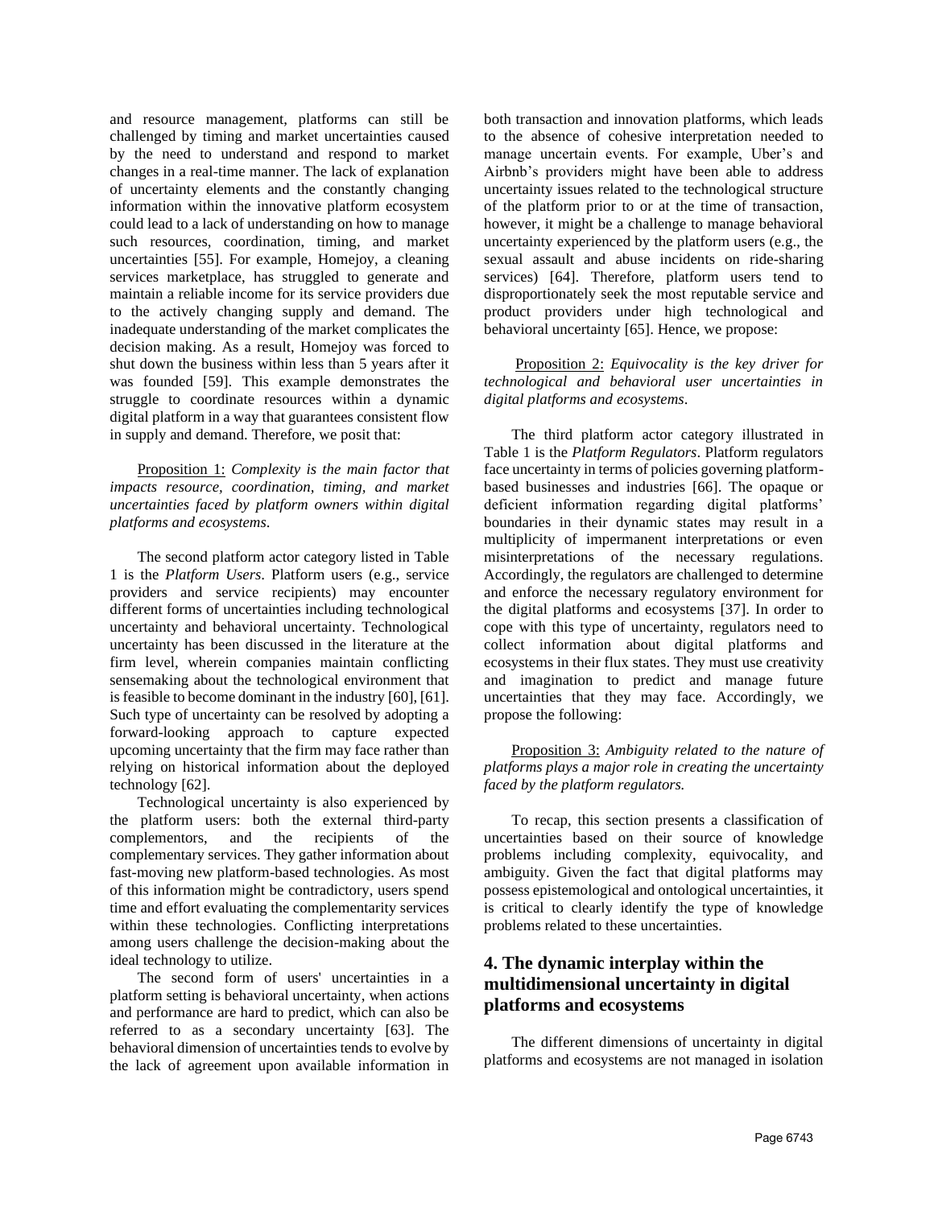and resource management, platforms can still be challenged by timing and market uncertainties caused by the need to understand and respond to market changes in a real-time manner. The lack of explanation of uncertainty elements and the constantly changing information within the innovative platform ecosystem could lead to a lack of understanding on how to manage such resources, coordination, timing, and market uncertainties [55]. For example, Homejoy, a cleaning services marketplace, has struggled to generate and maintain a reliable income for its service providers due to the actively changing supply and demand. The inadequate understanding of the market complicates the decision making. As a result, Homejoy was forced to shut down the business within less than 5 years after it was founded [59]. This example demonstrates the struggle to coordinate resources within a dynamic digital platform in a way that guarantees consistent flow in supply and demand. Therefore, we posit that:

<u>Proposition 1:</u> *Complexity is the main factor that impacts resource, coordination, timing, and market uncertainties faced by platform owners within digital platforms and ecosystems*.

The second platform actor category listed in Table 1 is the *Platform Users*. Platform users (e.g., service providers and service recipients) may encounter different forms of uncertainties including technological uncertainty and behavioral uncertainty. Technological uncertainty has been discussed in the literature at the firm level, wherein companies maintain conflicting sensemaking about the technological environment that is feasible to become dominant in the industry [60], [61]. Such type of uncertainty can be resolved by adopting a forward-looking approach to capture expected upcoming uncertainty that the firm may face rather than relying on historical information about the deployed technology [62].

Technological uncertainty is also experienced by the platform users: both the external third-party complementors, and the recipients of the complementary services. They gather information about fast-moving new platform-based technologies. As most of this information might be contradictory, users spend time and effort evaluating the complementarity services within these technologies. Conflicting interpretations among users challenge the decision-making about the ideal technology to utilize.

The second form of users' uncertainties in a platform setting is behavioral uncertainty, when actions and performance are hard to predict, which can also be referred to as a secondary uncertainty [63]. The behavioral dimension of uncertainties tends to evolve by the lack of agreement upon available information in both transaction and innovation platforms, which leads to the absence of cohesive interpretation needed to manage uncertain events. For example, Uber's and Airbnb's providers might have been able to address uncertainty issues related to the technological structure of the platform prior to or at the time of transaction, however, it might be a challenge to manage behavioral uncertainty experienced by the platform users (e.g., the sexual assault and abuse incidents on ride-sharing services) [64]. Therefore, platform users tend to disproportionately seek the most reputable service and product providers under high technological and behavioral uncertainty [65]. Hence, we propose:

<u>Proposition 2:</u> *Equivocality is the key driver for technological and behavioral user uncertainties in digital platforms and ecosystems*.

The third platform actor category illustrated in Table 1 is the *Platform Regulators*. Platform regulators face uncertainty in terms of policies governing platform-based businesses and industries [66]. The opaque or deficient information regarding digital platforms' boundaries in their dynamic states may result in a multiplicity of impermanent interpretations or even misinterpretations of the necessary regulations. Accordingly, the regulators are challenged to determine and enforce the necessary regulatory environment for the digital platforms and ecosystems [37]. In order to cope with this type of uncertainty, regulators need to collect information about digital platforms and ecosystems in their flux states. They must use creativity and imagination to predict and manage future uncertainties that they may face. Accordingly, we propose the following:

<u>Proposition 3:</u> *Ambiguity related to the nature of platforms plays a major role in creating the uncertainty faced by the platform regulators.*

To recap, this section presents a classification of uncertainties based on their source of knowledge problems including complexity, equivocality, and ambiguity. Given the fact that digital platforms may possess epistemological and ontological uncertainties, it is critical to clearly identify the type of knowledge problems related to these uncertainties.

## 4. The dynamic interplay within the multidimensional uncertainty in digital platforms and ecosystems

The different dimensions of uncertainty in digital platforms and ecosystems are not managed in isolation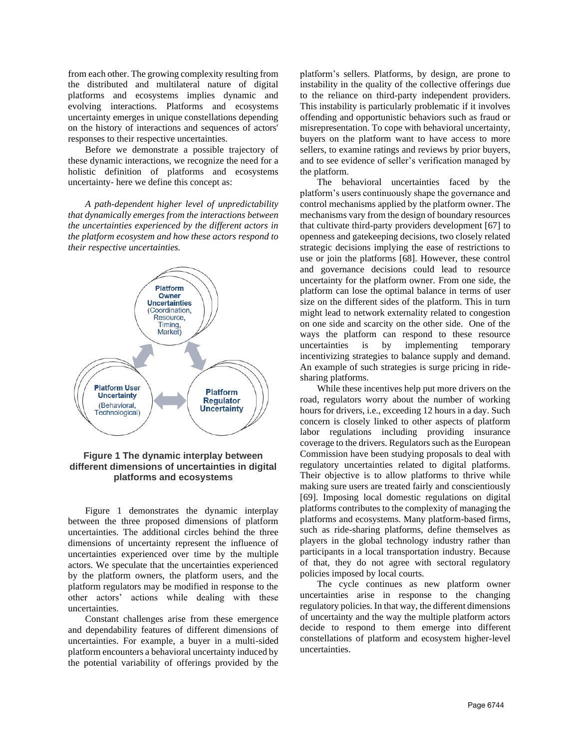from each other. The growing complexity resulting from the distributed and multilateral nature of digital platforms and ecosystems implies dynamic and evolving interactions. Platforms and ecosystems uncertainty emerges in unique constellations depending on the history of interactions and sequences of actors' responses to their respective uncertainties.

Before we demonstrate a possible trajectory of these dynamic interactions, we recognize the need for a holistic definition of platforms and ecosystems uncertainty- here we define this concept as:

*A path-dependent higher level of unpredictability that dynamically emerges from the interactions between the uncertainties experienced by the different actors in the platform ecosystem and how these actors respond to their respective uncertainties.*

**Figure 1 The dynamic interplay between different dimensions of uncertainties in digital platforms and ecosystems**

Figure 1 demonstrates the dynamic interplay between the three proposed dimensions of platform uncertainties. The additional circles behind the three dimensions of uncertainty represent the influence of uncertainties experienced over time by the multiple actors. We speculate that the uncertainties experienced by the platform owners, the platform users, and the platform regulators may be modified in response to the other actors' actions while dealing with these uncertainties.

Constant challenges arise from these emergence and dependability features of different dimensions of uncertainties. For example, a buyer in a multi-sided platform encounters a behavioral uncertainty induced by the potential variability of offerings provided by the platform's sellers. Platforms, by design, are prone to instability in the quality of the collective offerings due to the reliance on third-party independent providers. This instability is particularly problematic if it involves offending and opportunistic behaviors such as fraud or misrepresentation. To cope with behavioral uncertainty, buyers on the platform want to have access to more sellers, to examine ratings and reviews by prior buyers, and to see evidence of seller's verification managed by the platform.

The behavioral uncertainties faced by the platform's users continuously shape the governance and control mechanisms applied by the platform owner. The mechanisms vary from the design of boundary resources that cultivate third-party providers development [67] to openness and gatekeeping decisions, two closely related strategic decisions implying the ease of restrictions to use or join the platforms [68]. However, these control and governance decisions could lead to resource uncertainty for the platform owner. From one side, the platform can lose the optimal balance in terms of user size on the different sides of the platform. This in turn might lead to network externality related to congestion on one side and scarcity on the other side. One of the ways the platform can respond to these resource uncertainties is by implementing temporary incentivizing strategies to balance supply and demand. An example of such strategies is surge pricing in ride-sharing platforms.

While these incentives help put more drivers on the road, regulators worry about the number of working hours for drivers, i.e., exceeding 12 hours in a day. Such concern is closely linked to other aspects of platform labor regulations including providing insurance coverage to the drivers. Regulators such as the European Commission have been studying proposals to deal with regulatory uncertainties related to digital platforms. Their objective is to allow platforms to thrive while making sure users are treated fairly and conscientiously [69]. Imposing local domestic regulations on digital platforms contributes to the complexity of managing the platforms and ecosystems. Many platform-based firms, such as ride-sharing platforms, define themselves as players in the global technology industry rather than participants in a local transportation industry. Because of that, they do not agree with sectoral regulatory policies imposed by local courts.

The cycle continues as new platform owner uncertainties arise in response to the changing regulatory policies. In that way, the different dimensions of uncertainty and the way the multiple platform actors decide to respond to them emerge into different constellations of platform and ecosystem higher-level uncertainties.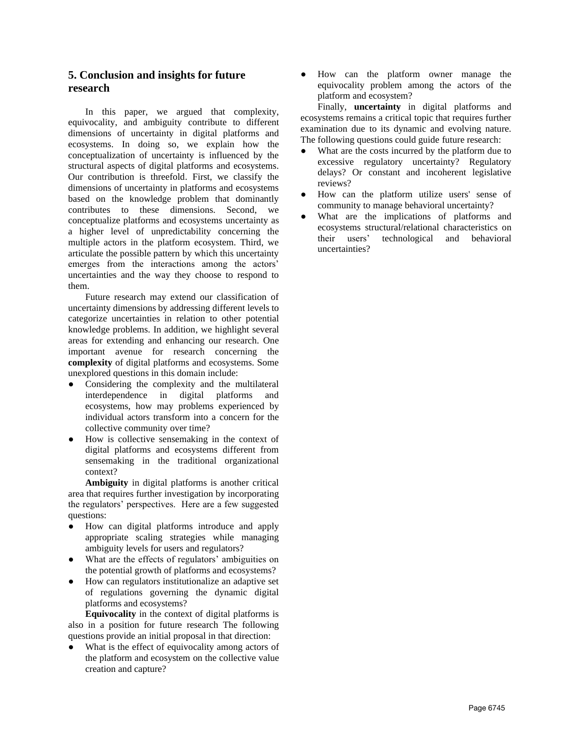## 5. Conclusion and insights for future research

In this paper, we argued that complexity, equivocality, and ambiguity contribute to different dimensions of uncertainty in digital platforms and ecosystems. In doing so, we explain how the conceptualization of uncertainty is influenced by the structural aspects of digital platforms and ecosystems. Our contribution is threefold. First, we classify the dimensions of uncertainty in platforms and ecosystems based on the knowledge problem that dominantly contributes to these dimensions. Second, we conceptualize platforms and ecosystems uncertainty as a higher level of unpredictability concerning the multiple actors in the platform ecosystem. Third, we articulate the possible pattern by which this uncertainty emerges from the interactions among the actors' uncertainties and the way they choose to respond to them.

Future research may extend our classification of uncertainty dimensions by addressing different levels to categorize uncertainties in relation to other potential knowledge problems. In addition, we highlight several areas for extending and enhancing our research. One important avenue for research concerning the **complexity** of digital platforms and ecosystems. Some unexplored questions in this domain include:

- Considering the complexity and the multilateral interdependence in digital platforms and ecosystems, how may problems experienced by individual actors transform into a concern for the collective community over time?
- How is collective sensemaking in the context of digital platforms and ecosystems different from sensemaking in the traditional organizational context?

**Ambiguity** in digital platforms is another critical area that requires further investigation by incorporating the regulators' perspectives. Here are a few suggested questions:

- How can digital platforms introduce and apply appropriate scaling strategies while managing ambiguity levels for users and regulators?
- What are the effects of regulators' ambiguities on the potential growth of platforms and ecosystems?
- How can regulators institutionalize an adaptive set of regulations governing the dynamic digital platforms and ecosystems?

**Equivocality** in the context of digital platforms is also in a position for future research The following questions provide an initial proposal in that direction:

- What is the effect of equivocality among actors of the platform and ecosystem on the collective value creation and capture?
- How can the platform owner manage the equivocality problem among the actors of the platform and ecosystem?

Finally, **uncertainty** in digital platforms and ecosystems remains a critical topic that requires further examination due to its dynamic and evolving nature. The following questions could guide future research:

- What are the costs incurred by the platform due to excessive regulatory uncertainty? Regulatory delays? Or constant and incoherent legislative reviews?
- How can the platform utilize users' sense of community to manage behavioral uncertainty?
- What are the implications of platforms and ecosystems structural/relational characteristics on their users' technological and behavioral uncertainties?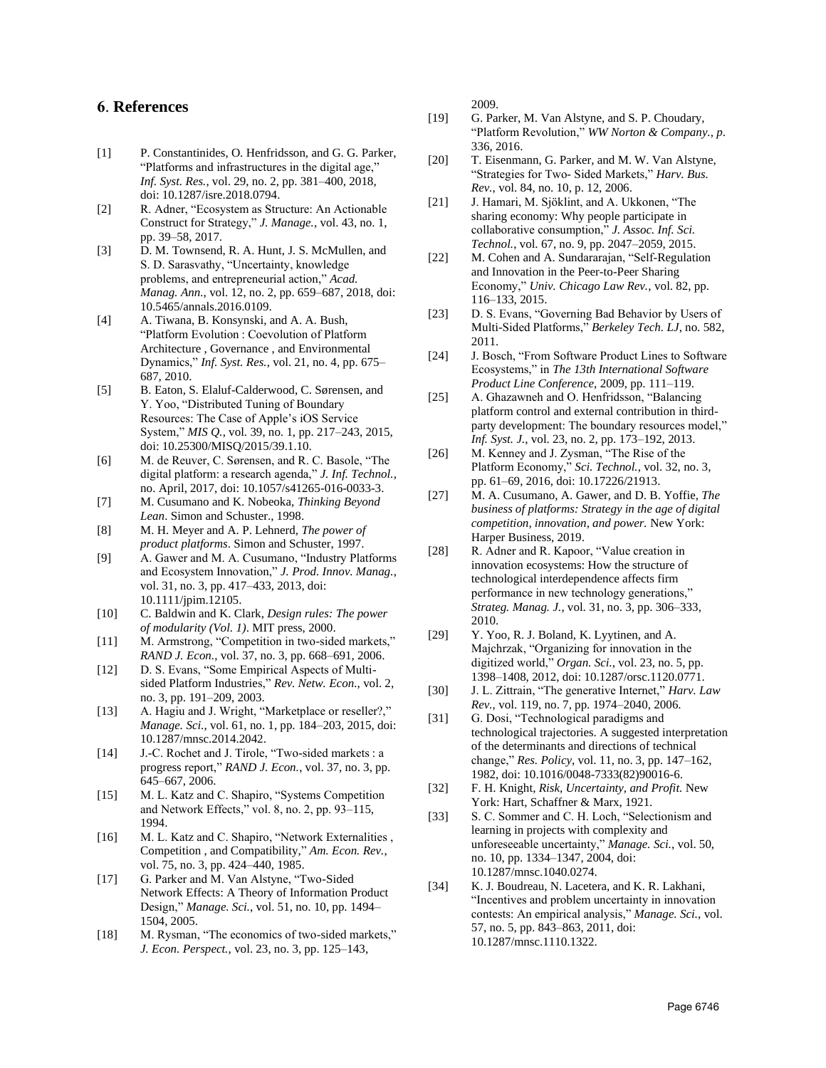## 6. References

[1] P. Constantinides, O. Henfridsson, and G. G. Parker, "Platforms and infrastructures in the digital age," *Inf. Syst. Res.*, vol. 29, no. 2, pp. 381–400, 2018, doi: 10.1287/isre.2018.0794.

[2] R. Adner, "Ecosystem as Structure: An Actionable Construct for Strategy," *J. Manage.*, vol. 43, no. 1, pp. 39–58, 2017.

[3] D. M. Townsend, R. A. Hunt, J. S. McMullen, and S. D. Sarasvathy, "Uncertainty, knowledge problems, and entrepreneurial action," *Acad. Manag. Ann.*, vol. 12, no. 2, pp. 659–687, 2018, doi: 10.5465/annals.2016.0109.

[4] A. Tiwana, B. Konsynski, and A. A. Bush, "Platform Evolution : Coevolution of Platform Architecture , Governance , and Environmental Dynamics," *Inf. Syst. Res.*, vol. 21, no. 4, pp. 675–687, 2010.

[5] B. Eaton, S. Elaluf-Calderwood, C. Sørensen, and Y. Yoo, "Distributed Tuning of Boundary Resources: The Case of Apple's iOS Service System," *MIS Q.*, vol. 39, no. 1, pp. 217–243, 2015, doi: 10.25300/MISQ/2015/39.1.10.

[6] M. de Reuver, C. Sørensen, and R. C. Basole, "The digital platform: a research agenda," *J. Inf. Technol.*, no. April, 2017, doi: 10.1057/s41265-016-0033-3.

[7] M. Cusumano and K. Nobeoka, *Thinking Beyond Lean*. Simon and Schuster., 1998.

[8] M. H. Meyer and A. P. Lehnerd, *The power of product platforms*. Simon and Schuster, 1997.

[9] A. Gawer and M. A. Cusumano, "Industry Platforms and Ecosystem Innovation," *J. Prod. Innov. Manag.*, vol. 31, no. 3, pp. 417–433, 2013, doi: 10.1111/jpim.12105.

[10] C. Baldwin and K. Clark, *Design rules: The power of modularity (Vol. 1)*. MIT press, 2000.

[11] M. Armstrong, "Competition in two-sided markets," *RAND J. Econ.*, vol. 37, no. 3, pp. 668–691, 2006.

[12] D. S. Evans, "Some Empirical Aspects of Multi-sided Platform Industries," *Rev. Netw. Econ.*, vol. 2, no. 3, pp. 191–209, 2003.

[13] A. Hagiu and J. Wright, "Marketplace or reseller?," *Manage. Sci.*, vol. 61, no. 1, pp. 184–203, 2015, doi: 10.1287/mnsc.2014.2042.

[14] J.-C. Rochet and J. Tirole, "Two-sided markets : a progress report," *RAND J. Econ.*, vol. 37, no. 3, pp. 645–667, 2006.

[15] M. L. Katz and C. Shapiro, "Systems Competition and Network Effects," vol. 8, no. 2, pp. 93–115, 1994.

[16] M. L. Katz and C. Shapiro, "Network Externalities , Competition , and Compatibility," *Am. Econ. Rev.*, vol. 75, no. 3, pp. 424–440, 1985.

[17] G. Parker and M. Van Alstyne, "Two-Sided Network Effects: A Theory of Information Product Design," *Manage. Sci.*, vol. 51, no. 10, pp. 1494–1504, 2005.

[18] M. Rysman, "The economics of two-sided markets," *J. Econ. Perspect.*, vol. 23, no. 3, pp. 125–143, 2009.

[19] G. Parker, M. Van Alstyne, and S. P. Choudary, "Platform Revolution," *WW Norton & Company., p*. 336, 2016.

[20] T. Eisenmann, G. Parker, and M. W. Van Alstyne, "Strategies for Two- Sided Markets," *Harv. Bus. Rev.*, vol. 84, no. 10, p. 12, 2006.

[21] J. Hamari, M. Sjöklint, and A. Ukkonen, "The sharing economy: Why people participate in collaborative consumption," *J. Assoc. Inf. Sci. Technol.*, vol. 67, no. 9, pp. 2047–2059, 2015.

[22] M. Cohen and A. Sundararajan, "Self-Regulation and Innovation in the Peer-to-Peer Sharing Economy," *Univ. Chicago Law Rev.*, vol. 82, pp. 116–133, 2015.

[23] D. S. Evans, "Governing Bad Behavior by Users of Multi-Sided Platforms," *Berkeley Tech. LJ*, no. 582, 2011.

[24] J. Bosch, "From Software Product Lines to Software Ecosystems," in *The 13th International Software Product Line Conference*, 2009, pp. 111–119.

[25] A. Ghazawneh and O. Henfridsson, "Balancing platform control and external contribution in third-party development: The boundary resources model," *Inf. Syst. J.*, vol. 23, no. 2, pp. 173–192, 2013.

[26] M. Kenney and J. Zysman, "The Rise of the Platform Economy," *Sci. Technol.*, vol. 32, no. 3, pp. 61–69, 2016, doi: 10.17226/21913.

[27] M. A. Cusumano, A. Gawer, and D. B. Yoffie, *The business of platforms: Strategy in the age of digital competition, innovation, and power.* New York: Harper Business, 2019.

[28] R. Adner and R. Kapoor, "Value creation in innovation ecosystems: How the structure of technological interdependence affects firm performance in new technology generations," *Strateg. Manag. J.*, vol. 31, no. 3, pp. 306–333, 2010.

[29] Y. Yoo, R. J. Boland, K. Lyytinen, and A. Majchrzak, "Organizing for innovation in the digitized world," *Organ. Sci.*, vol. 23, no. 5, pp. 1398–1408, 2012, doi: 10.1287/orsc.1120.0771.

[30] J. L. Zittrain, "The generative Internet," *Harv. Law Rev.*, vol. 119, no. 7, pp. 1974–2040, 2006.

[31] G. Dosi, "Technological paradigms and technological trajectories. A suggested interpretation of the determinants and directions of technical change," *Res. Policy*, vol. 11, no. 3, pp. 147–162, 1982, doi: 10.1016/0048-7333(82)90016-6.

[32] F. H. Knight, *Risk, Uncertainty, and Profit.* New York: Hart, Schaffner & Marx, 1921.

[33] S. C. Sommer and C. H. Loch, "Selectionism and learning in projects with complexity and unforeseeable uncertainty," *Manage. Sci.*, vol. 50, no. 10, pp. 1334–1347, 2004, doi: 10.1287/mnsc.1040.0274.

[34] K. J. Boudreau, N. Lacetera, and K. R. Lakhani, "Incentives and problem uncertainty in innovation contests: An empirical analysis," *Manage. Sci.*, vol. 57, no. 5, pp. 843–863, 2011, doi: 10.1287/mnsc.1110.1322.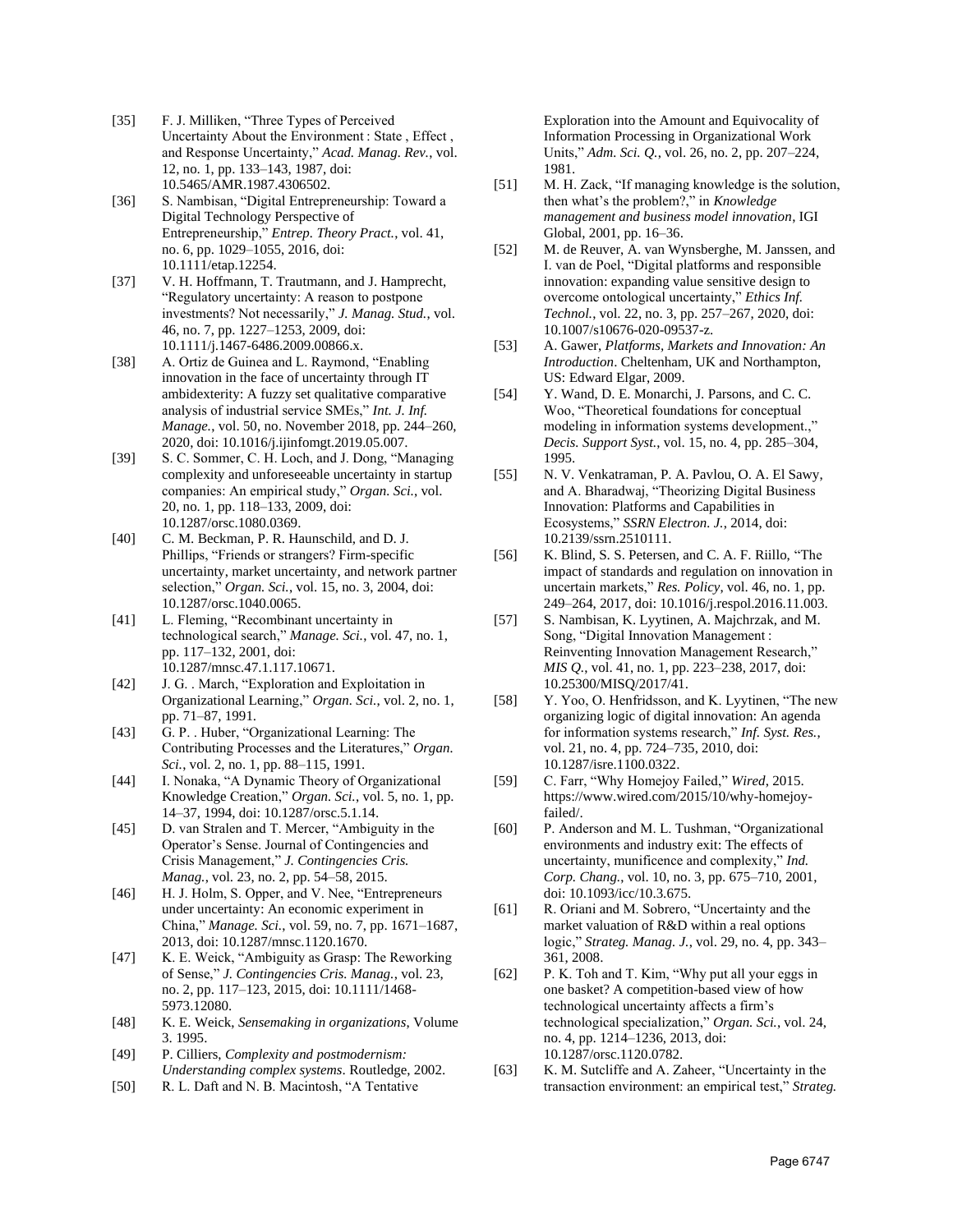[35] F. J. Milliken, “Three Types of Perceived Uncertainty About the Environment : State , Effect , and Response Uncertainty,” *Acad. Manag. Rev.*, vol. 12, no. 1, pp. 133–143, 1987, doi: 10.5465/AMR.1987.4306502.

[36] S. Nambisan, “Digital Entrepreneurship: Toward a Digital Technology Perspective of Entrepreneurship,” *Entrep. Theory Pract.*, vol. 41, no. 6, pp. 1029–1055, 2016, doi: 10.1111/etap.12254.

[37] V. H. Hoffmann, T. Trautmann, and J. Hamprecht, “Regulatory uncertainty: A reason to postpone investments? Not necessarily,” *J. Manag. Stud.*, vol. 46, no. 7, pp. 1227–1253, 2009, doi: 10.1111/j.1467-6486.2009.00866.x.

[38] A. Ortiz de Guinea and L. Raymond, “Enabling innovation in the face of uncertainty through IT ambidexterity: A fuzzy set qualitative comparative analysis of industrial service SMEs,” *Int. J. Inf. Manage.*, vol. 50, no. November 2018, pp. 244–260, 2020, doi: 10.1016/j.ijinfomgt.2019.05.007.

[39] S. C. Sommer, C. H. Loch, and J. Dong, “Managing complexity and unforeseeable uncertainty in startup companies: An empirical study,” *Organ. Sci.*, vol. 20, no. 1, pp. 118–133, 2009, doi: 10.1287/orsc.1080.0369.

[40] C. M. Beckman, P. R. Haunschild, and D. J. Phillips, “Friends or strangers? Firm-specific uncertainty, market uncertainty, and network partner selection,” *Organ. Sci.*, vol. 15, no. 3, 2004, doi: 10.1287/orsc.1040.0065.

[41] L. Fleming, “Recombinant uncertainty in technological search,” *Manage. Sci.*, vol. 47, no. 1, pp. 117–132, 2001, doi: 10.1287/mnsc.47.1.117.10671.

[42] J. G. . March, “Exploration and Exploitation in Organizational Learning,” *Organ. Sci.*, vol. 2, no. 1, pp. 71–87, 1991.

[43] G. P. . Huber, “Organizational Learning: The Contributing Processes and the Literatures,” *Organ. Sci.*, vol. 2, no. 1, pp. 88–115, 1991.

[44] I. Nonaka, “A Dynamic Theory of Organizational Knowledge Creation,” *Organ. Sci.*, vol. 5, no. 1, pp. 14–37, 1994, doi: 10.1287/orsc.5.1.14.

[45] D. van Stralen and T. Mercer, “Ambiguity in the Operator’s Sense. Journal of Contingencies and Crisis Management,” *J. Contingencies Cris. Manag.*, vol. 23, no. 2, pp. 54–58, 2015.

[46] H. J. Holm, S. Opper, and V. Nee, “Entrepreneurs under uncertainty: An economic experiment in China,” *Manage. Sci.*, vol. 59, no. 7, pp. 1671–1687, 2013, doi: 10.1287/mnsc.1120.1670.

[47] K. E. Weick, “Ambiguity as Grasp: The Reworking of Sense,” *J. Contingencies Cris. Manag.*, vol. 23, no. 2, pp. 117–123, 2015, doi: 10.1111/1468-5973.12080.

[48] K. E. Weick, *Sensemaking in organizations*, Volume 3. 1995.

[49] P. Cilliers, *Complexity and postmodernism: Understanding complex systems*. Routledge, 2002.

[50] R. L. Daft and N. B. Macintosh, “A Tentative Exploration into the Amount and Equivocality of Information Processing in Organizational Work Units,” *Adm. Sci. Q.*, vol. 26, no. 2, pp. 207–224, 1981.

[51] M. H. Zack, “If managing knowledge is the solution, then what’s the problem?,” in *Knowledge management and business model innovation*, IGI Global, 2001, pp. 16–36.

[52] M. de Reuver, A. van Wynsberghe, M. Janssen, and I. van de Poel, “Digital platforms and responsible innovation: expanding value sensitive design to overcome ontological uncertainty,” *Ethics Inf. Technol.*, vol. 22, no. 3, pp. 257–267, 2020, doi: 10.1007/s10676-020-09537-z.

[53] A. Gawer, *Platforms, Markets and Innovation: An Introduction*. Cheltenham, UK and Northampton, US: Edward Elgar, 2009.

[54] Y. Wand, D. E. Monarchi, J. Parsons, and C. C. Woo, “Theoretical foundations for conceptual modeling in information systems development.,” *Decis. Support Syst.*, vol. 15, no. 4, pp. 285–304, 1995.

[55] N. V. Venkatraman, P. A. Pavlou, O. A. El Sawy, and A. Bharadwaj, “Theorizing Digital Business Innovation: Platforms and Capabilities in Ecosystems,” *SSRN Electron. J.*, 2014, doi: 10.2139/ssrn.2510111.

[56] K. Blind, S. S. Petersen, and C. A. F. Riillo, “The impact of standards and regulation on innovation in uncertain markets,” *Res. Policy*, vol. 46, no. 1, pp. 249–264, 2017, doi: 10.1016/j.respol.2016.11.003.

[57] S. Nambisan, K. Lyytinen, A. Majchrzak, and M. Song, “Digital Innovation Management : Reinventing Innovation Management Research,” *MIS Q.*, vol. 41, no. 1, pp. 223–238, 2017, doi: 10.25300/MISQ/2017/41.

[58] Y. Yoo, O. Henfridsson, and K. Lyytinen, “The new organizing logic of digital innovation: An agenda for information systems research,” *Inf. Syst. Res.*, vol. 21, no. 4, pp. 724–735, 2010, doi: 10.1287/isre.1100.0322.

[59] C. Farr, “Why Homejoy Failed,” *Wired*, 2015. https://www.wired.com/2015/10/why-homejoy-failed/.

[60] P. Anderson and M. L. Tushman, “Organizational environments and industry exit: The effects of uncertainty, munificence and complexity,” *Ind. Corp. Chang.*, vol. 10, no. 3, pp. 675–710, 2001, doi: 10.1093/icc/10.3.675.

[61] R. Oriani and M. Sobrero, “Uncertainty and the market valuation of R&D within a real options logic,” *Strateg. Manag. J.*, vol. 29, no. 4, pp. 343–361, 2008.

[62] P. K. Toh and T. Kim, “Why put all your eggs in one basket? A competition-based view of how technological uncertainty affects a firm’s technological specialization,” *Organ. Sci.*, vol. 24, no. 4, pp. 1214–1236, 2013, doi: 10.1287/orsc.1120.0782.

[63] K. M. Sutcliffe and A. Zaheer, “Uncertainty in the transaction environment: an empirical test,” *Strateg.*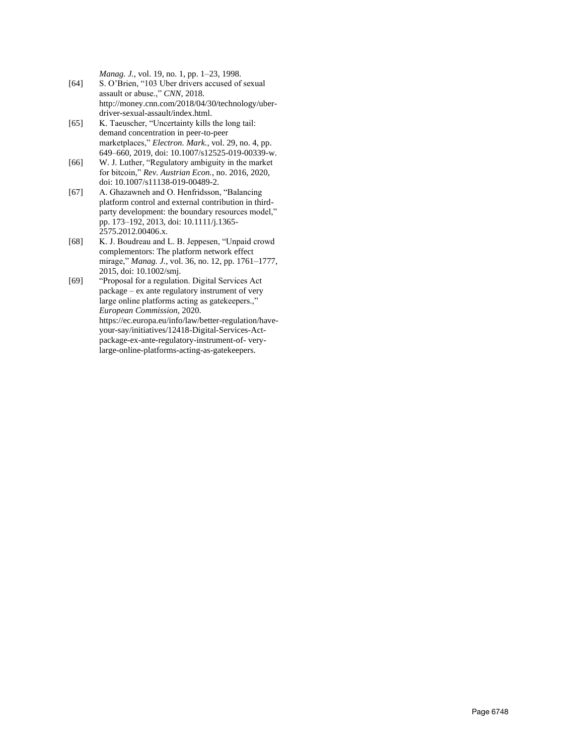*Manag. J.*, vol. 19, no. 1, pp. 1–23, 1998.

[64] S. O'Brien, "103 Uber drivers accused of sexual assault or abuse.," *CNN*, 2018. http://money.cnn.com/2018/04/30/technology/uber-driver-sexual-assault/index.html.

[65] K. Taeuscher, "Uncertainty kills the long tail: demand concentration in peer-to-peer marketplaces," *Electron. Mark.*, vol. 29, no. 4, pp. 649–660, 2019, doi: 10.1007/s12525-019-00339-w.

[66] W. J. Luther, "Regulatory ambiguity in the market for bitcoin," *Rev. Austrian Econ.*, no. 2016, 2020, doi: 10.1007/s11138-019-00489-2.

[67] A. Ghazawneh and O. Henfridsson, "Balancing platform control and external contribution in third-party development: the boundary resources model," pp. 173–192, 2013, doi: 10.1111/j.1365-2575.2012.00406.x.

[68] K. J. Boudreau and L. B. Jeppesen, "Unpaid crowd complementors: The platform network effect mirage," *Manag. J.*, vol. 36, no. 12, pp. 1761–1777, 2015, doi: 10.1002/smj.

[69] "Proposal for a regulation. Digital Services Act package – ex ante regulatory instrument of very large online platforms acting as gatekeepers.," *European Commission*, 2020. https://ec.europa.eu/info/law/better-regulation/have-your-say/initiatives/12418-Digital-Services-Act-package-ex-ante-regulatory-instrument-of- very-large-online-platforms-acting-as-gatekeepers.